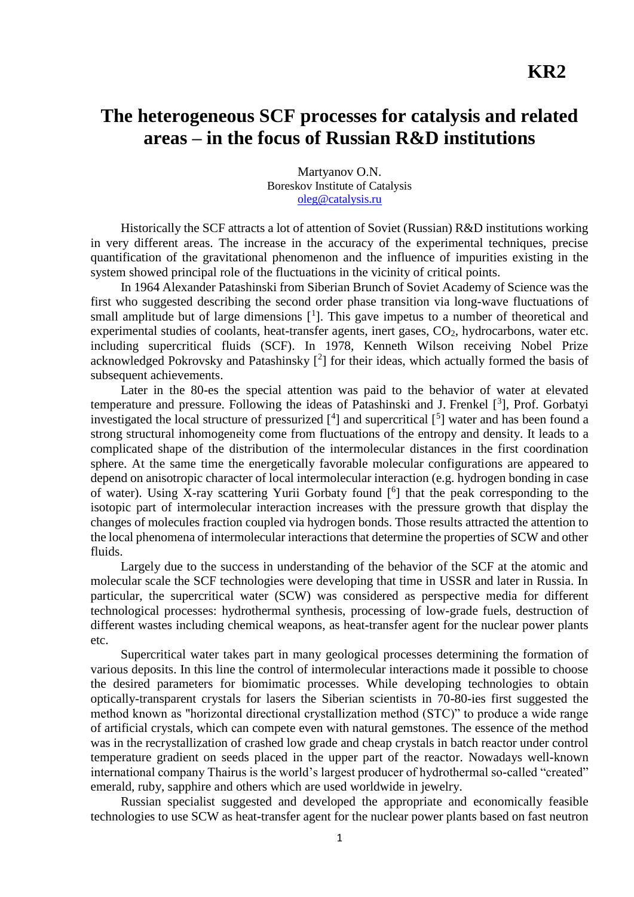**KR2**

# The heterogeneous SCF processes for catalysis and related areas – in the focus of Russian R&D institutions

Martyanov O.N.
Boreskov Institute of Catalysis
oleg@catalysis.ru

Historically the SCF attracts a lot of attention of Soviet (Russian) R&D institutions working in very different areas. The increase in the accuracy of the experimental techniques, precise quantification of the gravitational phenomenon and the influence of impurities existing in the system showed principal role of the fluctuations in the vicinity of critical points.

In 1964 Alexander Patashinski from Siberian Brunch of Soviet Academy of Science was the first who suggested describing the second order phase transition via long-wave fluctuations of small amplitude but of large dimensions [1]. This gave impetus to a number of theoretical and experimental studies of coolants, heat-transfer agents, inert gases, $CO_2$, hydrocarbons, water etc. including supercritical fluids (SCF). In 1978, Kenneth Wilson receiving Nobel Prize acknowledged Pokrovsky and Patashinsky [2] for their ideas, which actually formed the basis of subsequent achievements.

Later in the 80-es the special attention was paid to the behavior of water at elevated temperature and pressure. Following the ideas of Patashinski and J. Frenkel [3], Prof. Gorbatyi investigated the local structure of pressurized [4] and supercritical [5] water and has been found a strong structural inhomogeneity come from fluctuations of the entropy and density. It leads to a complicated shape of the distribution of the intermolecular distances in the first coordination sphere. At the same time the energetically favorable molecular configurations are appeared to depend on anisotropic character of local intermolecular interaction (e.g. hydrogen bonding in case of water). Using X-ray scattering Yurii Gorbaty found [6] that the peak corresponding to the isotopic part of intermolecular interaction increases with the pressure growth that display the changes of molecules fraction coupled via hydrogen bonds. Those results attracted the attention to the local phenomena of intermolecular interactions that determine the properties of SCW and other fluids.

Largely due to the success in understanding of the behavior of the SCF at the atomic and molecular scale the SCF technologies were developing that time in USSR and later in Russia. In particular, the supercritical water (SCW) was considered as perspective media for different technological processes: hydrothermal synthesis, processing of low-grade fuels, destruction of different wastes including chemical weapons, as heat-transfer agent for the nuclear power plants etc.

Supercritical water takes part in many geological processes determining the formation of various deposits. In this line the control of intermolecular interactions made it possible to choose the desired parameters for biomimatic processes. While developing technologies to obtain optically-transparent crystals for lasers the Siberian scientists in 70-80-ies first suggested the method known as "horizontal directional crystallization method (STC)" to produce a wide range of artificial crystals, which can compete even with natural gemstones. The essence of the method was in the recrystallization of crashed low grade and cheap crystals in batch reactor under control temperature gradient on seeds placed in the upper part of the reactor. Nowadays well-known international company Thairus is the world's largest producer of hydrothermal so-called "created" emerald, ruby, sapphire and others which are used worldwide in jewelry.

Russian specialist suggested and developed the appropriate and economically feasible technologies to use SCW as heat-transfer agent for the nuclear power plants based on fast neutron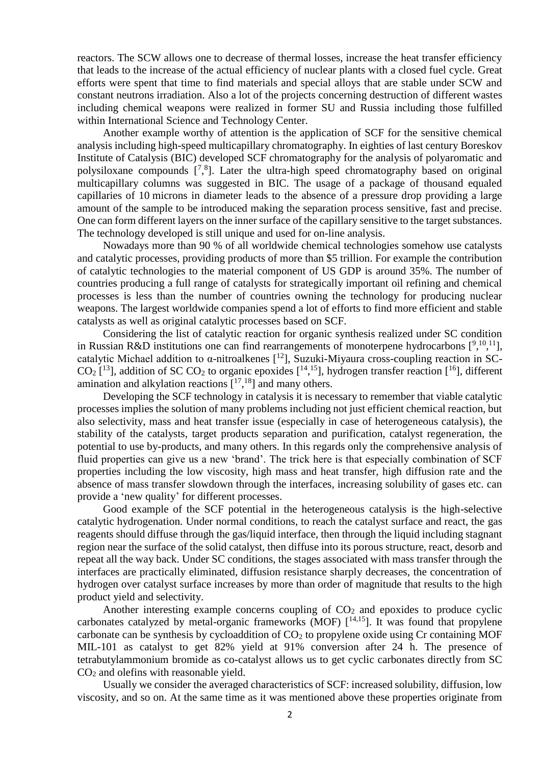reactors. The SCW allows one to decrease of thermal losses, increase the heat transfer efficiency that leads to the increase of the actual efficiency of nuclear plants with a closed fuel cycle. Great efforts were spent that time to find materials and special alloys that are stable under SCW and constant neutrons irradiation. Also a lot of the projects concerning destruction of different wastes including chemical weapons were realized in former SU and Russia including those fulfilled within International Science and Technology Center.

Another example worthy of attention is the application of SCF for the sensitive chemical analysis including high-speed multicapillary chromatography. In eighties of last century Boreskov Institute of Catalysis (BIC) developed SCF chromatography for the analysis of polyaromatic and polysiloxane compounds [7,8]. Later the ultra-high speed chromatography based on original multicapillary columns was suggested in BIC. The usage of a package of thousand equaled capillaries of 10 microns in diameter leads to the absence of a pressure drop providing a large amount of the sample to be introduced making the separation process sensitive, fast and precise. One can form different layers on the inner surface of the capillary sensitive to the target substances. The technology developed is still unique and used for on-line analysis.

Nowadays more than 90 % of all worldwide chemical technologies somehow use catalysts and catalytic processes, providing products of more than \$5 trillion. For example the contribution of catalytic technologies to the material component of US GDP is around 35%. The number of countries producing a full range of catalysts for strategically important oil refining and chemical processes is less than the number of countries owning the technology for producing nuclear weapons. The largest worldwide companies spend a lot of efforts to find more efficient and stable catalysts as well as original catalytic processes based on SCF.

Considering the list of catalytic reaction for organic synthesis realized under SC condition in Russian R&D institutions one can find rearrangements of monoterpene hydrocarbons [9,10,11], catalytic Michael addition to α-nitroalkenes [12], Suzuki-Miyaura cross-coupling reaction in SC-$CO_2$ [13], addition of SC $CO_2$ to organic epoxides [14,15], hydrogen transfer reaction [16], different amination and alkylation reactions [17,18] and many others.

Developing the SCF technology in catalysis it is necessary to remember that viable catalytic processes implies the solution of many problems including not just efficient chemical reaction, but also selectivity, mass and heat transfer issue (especially in case of heterogeneous catalysis), the stability of the catalysts, target products separation and purification, catalyst regeneration, the potential to use by-products, and many others. In this regards only the comprehensive analysis of fluid properties can give us a new 'brand'. The trick here is that especially combination of SCF properties including the low viscosity, high mass and heat transfer, high diffusion rate and the absence of mass transfer slowdown through the interfaces, increasing solubility of gases etc. can provide a 'new quality' for different processes.

Good example of the SCF potential in the heterogeneous catalysis is the high-selective catalytic hydrogenation. Under normal conditions, to reach the catalyst surface and react, the gas reagents should diffuse through the gas/liquid interface, then through the liquid including stagnant region near the surface of the solid catalyst, then diffuse into its porous structure, react, desorb and repeat all the way back. Under SC conditions, the stages associated with mass transfer through the interfaces are practically eliminated, diffusion resistance sharply decreases, the concentration of hydrogen over catalyst surface increases by more than order of magnitude that results to the high product yield and selectivity.

Another interesting example concerns coupling of $CO_2$ and epoxides to produce cyclic carbonates catalyzed by metal-organic frameworks (MOF) [14,15]. It was found that propylene carbonate can be synthesis by cycloaddition of $CO_2$ to propylene oxide using Cr containing MOF MIL-101 as catalyst to get 82% yield at 91% conversion after 24 h. The presence of tetrabutylammonium bromide as co-catalyst allows us to get cyclic carbonates directly from SC $CO_2$ and olefins with reasonable yield.

Usually we consider the averaged characteristics of SCF: increased solubility, diffusion, low viscosity, and so on. At the same time as it was mentioned above these properties originate from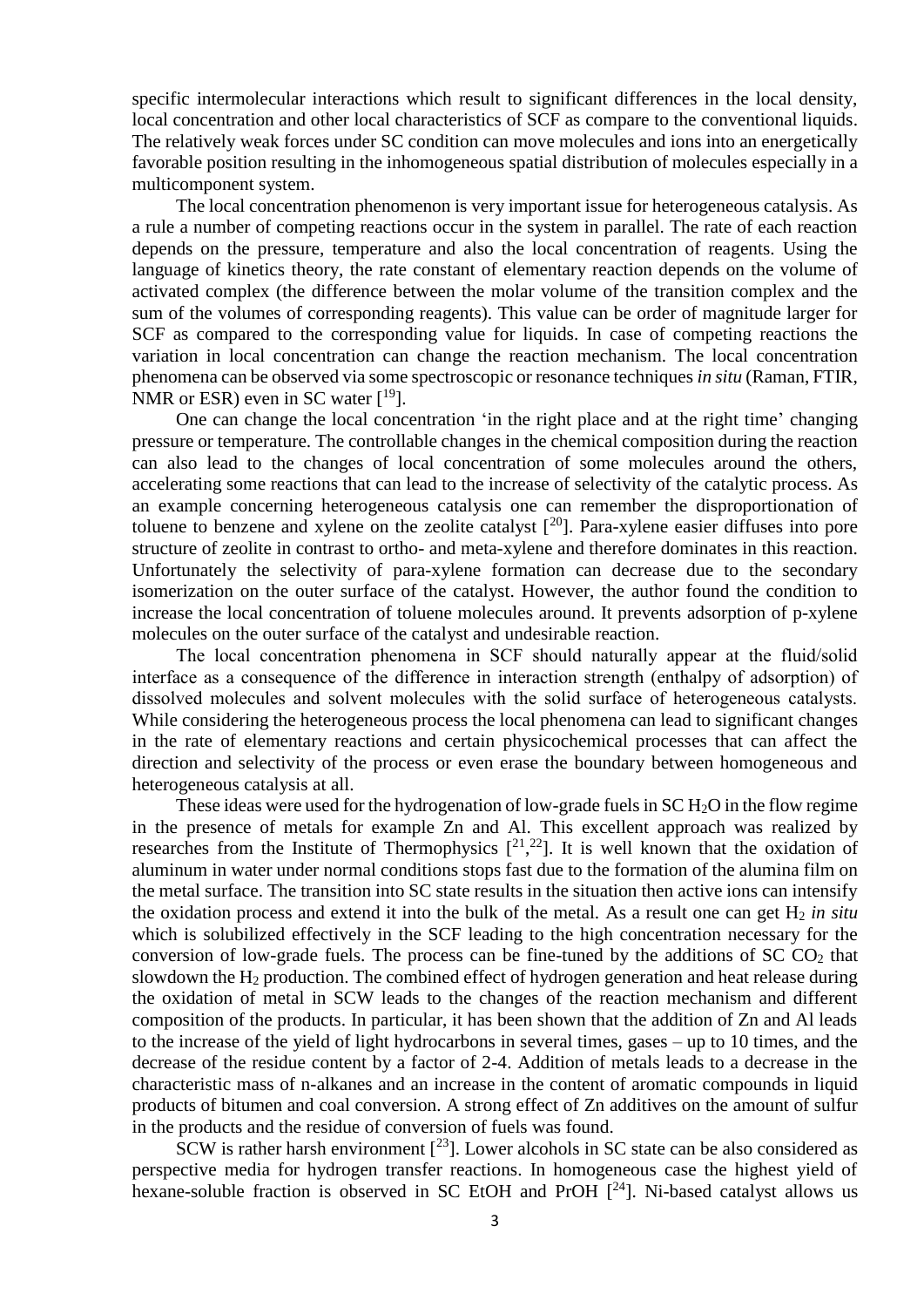specific intermolecular interactions which result to significant differences in the local density, local concentration and other local characteristics of SCF as compare to the conventional liquids. The relatively weak forces under SC condition can move molecules and ions into an energetically favorable position resulting in the inhomogeneous spatial distribution of molecules especially in a multicomponent system.

The local concentration phenomenon is very important issue for heterogeneous catalysis. As a rule a number of competing reactions occur in the system in parallel. The rate of each reaction depends on the pressure, temperature and also the local concentration of reagents. Using the language of kinetics theory, the rate constant of elementary reaction depends on the volume of activated complex (the difference between the molar volume of the transition complex and the sum of the volumes of corresponding reagents). This value can be order of magnitude larger for SCF as compared to the corresponding value for liquids. In case of competing reactions the variation in local concentration can change the reaction mechanism. The local concentration phenomena can be observed via some spectroscopic or resonance techniques *in situ* (Raman, FTIR, NMR or ESR) even in SC water [19].

One can change the local concentration 'in the right place and at the right time' changing pressure or temperature. The controllable changes in the chemical composition during the reaction can also lead to the changes of local concentration of some molecules around the others, accelerating some reactions that can lead to the increase of selectivity of the catalytic process. As an example concerning heterogeneous catalysis one can remember the disproportionation of toluene to benzene and xylene on the zeolite catalyst [20]. Para-xylene easier diffuses into pore structure of zeolite in contrast to ortho- and meta-xylene and therefore dominates in this reaction. Unfortunately the selectivity of para-xylene formation can decrease due to the secondary isomerization on the outer surface of the catalyst. However, the author found the condition to increase the local concentration of toluene molecules around. It prevents adsorption of p-xylene molecules on the outer surface of the catalyst and undesirable reaction.

The local concentration phenomena in SCF should naturally appear at the fluid/solid interface as a consequence of the difference in interaction strength (enthalpy of adsorption) of dissolved molecules and solvent molecules with the solid surface of heterogeneous catalysts. While considering the heterogeneous process the local phenomena can lead to significant changes in the rate of elementary reactions and certain physicochemical processes that can affect the direction and selectivity of the process or even erase the boundary between homogeneous and heterogeneous catalysis at all.

These ideas were used for the hydrogenation of low-grade fuels in SC $H_2O$ in the flow regime in the presence of metals for example Zn and Al. This excellent approach was realized by researches from the Institute of Thermophysics [21,22]. It is well known that the oxidation of aluminum in water under normal conditions stops fast due to the formation of the alumina film on the metal surface. The transition into SC state results in the situation then active ions can intensify the oxidation process and extend it into the bulk of the metal. As a result one can get $H_2$ *in situ* which is solubilized effectively in the SCF leading to the high concentration necessary for the conversion of low-grade fuels. The process can be fine-tuned by the additions of SC $CO_2$ that slowdown the $H_2$ production. The combined effect of hydrogen generation and heat release during the oxidation of metal in SCW leads to the changes of the reaction mechanism and different composition of the products. In particular, it has been shown that the addition of Zn and Al leads to the increase of the yield of light hydrocarbons in several times, gases – up to 10 times, and the decrease of the residue content by a factor of 2-4. Addition of metals leads to a decrease in the characteristic mass of n-alkanes and an increase in the content of aromatic compounds in liquid products of bitumen and coal conversion. A strong effect of Zn additives on the amount of sulfur in the products and the residue of conversion of fuels was found.

SCW is rather harsh environment [23]. Lower alcohols in SC state can be also considered as perspective media for hydrogen transfer reactions. In homogeneous case the highest yield of hexane-soluble fraction is observed in SC EtOH and PrOH [24]. Ni-based catalyst allows us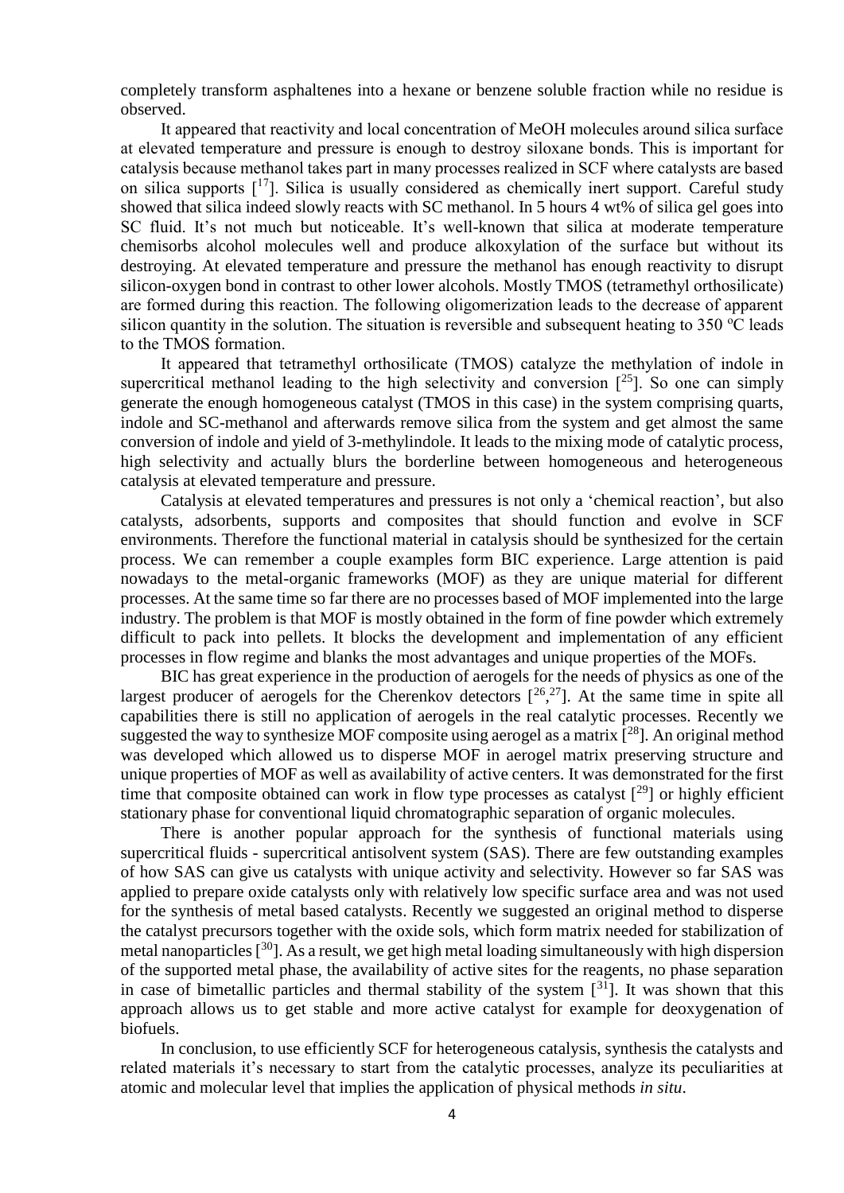completely transform asphaltenes into a hexane or benzene soluble fraction while no residue is observed.

It appeared that reactivity and local concentration of MeOH molecules around silica surface at elevated temperature and pressure is enough to destroy siloxane bonds. This is important for catalysis because methanol takes part in many processes realized in SCF where catalysts are based on silica supports [17]. Silica is usually considered as chemically inert support. Careful study showed that silica indeed slowly reacts with SC methanol. In 5 hours 4 wt% of silica gel goes into SC fluid. It's not much but noticeable. It's well-known that silica at moderate temperature chemisorbs alcohol molecules well and produce alkoxylation of the surface but without its destroying. At elevated temperature and pressure the methanol has enough reactivity to disrupt silicon-oxygen bond in contrast to other lower alcohols. Mostly TMOS (tetramethyl orthosilicate) are formed during this reaction. The following oligomerization leads to the decrease of apparent silicon quantity in the solution. The situation is reversible and subsequent heating to 350 $^{o}$C leads to the TMOS formation.

It appeared that tetramethyl orthosilicate (TMOS) catalyze the methylation of indole in supercritical methanol leading to the high selectivity and conversion [25]. So one can simply generate the enough homogeneous catalyst (TMOS in this case) in the system comprising quarts, indole and SC-methanol and afterwards remove silica from the system and get almost the same conversion of indole and yield of 3-methylindole. It leads to the mixing mode of catalytic process, high selectivity and actually blurs the borderline between homogeneous and heterogeneous catalysis at elevated temperature and pressure.

Catalysis at elevated temperatures and pressures is not only a 'chemical reaction', but also catalysts, adsorbents, supports and composites that should function and evolve in SCF environments. Therefore the functional material in catalysis should be synthesized for the certain process. We can remember a couple examples form BIC experience. Large attention is paid nowadays to the metal-organic frameworks (MOF) as they are unique material for different processes. At the same time so far there are no processes based of MOF implemented into the large industry. The problem is that MOF is mostly obtained in the form of fine powder which extremely difficult to pack into pellets. It blocks the development and implementation of any efficient processes in flow regime and blanks the most advantages and unique properties of the MOFs.

BIC has great experience in the production of aerogels for the needs of physics as one of the largest producer of aerogels for the Cherenkov detectors [26,27]. At the same time in spite all capabilities there is still no application of aerogels in the real catalytic processes. Recently we suggested the way to synthesize MOF composite using aerogel as a matrix [28]. An original method was developed which allowed us to disperse MOF in aerogel matrix preserving structure and unique properties of MOF as well as availability of active centers. It was demonstrated for the first time that composite obtained can work in flow type processes as catalyst [29] or highly efficient stationary phase for conventional liquid chromatographic separation of organic molecules.

There is another popular approach for the synthesis of functional materials using supercritical fluids - supercritical antisolvent system (SAS). There are few outstanding examples of how SAS can give us catalysts with unique activity and selectivity. However so far SAS was applied to prepare oxide catalysts only with relatively low specific surface area and was not used for the synthesis of metal based catalysts. Recently we suggested an original method to disperse the catalyst precursors together with the oxide sols, which form matrix needed for stabilization of metal nanoparticles [30]. As a result, we get high metal loading simultaneously with high dispersion of the supported metal phase, the availability of active sites for the reagents, no phase separation in case of bimetallic particles and thermal stability of the system [31]. It was shown that this approach allows us to get stable and more active catalyst for example for deoxygenation of biofuels.

In conclusion, to use efficiently SCF for heterogeneous catalysis, synthesis the catalysts and related materials it's necessary to start from the catalytic processes, analyze its peculiarities at atomic and molecular level that implies the application of physical methods *in situ*.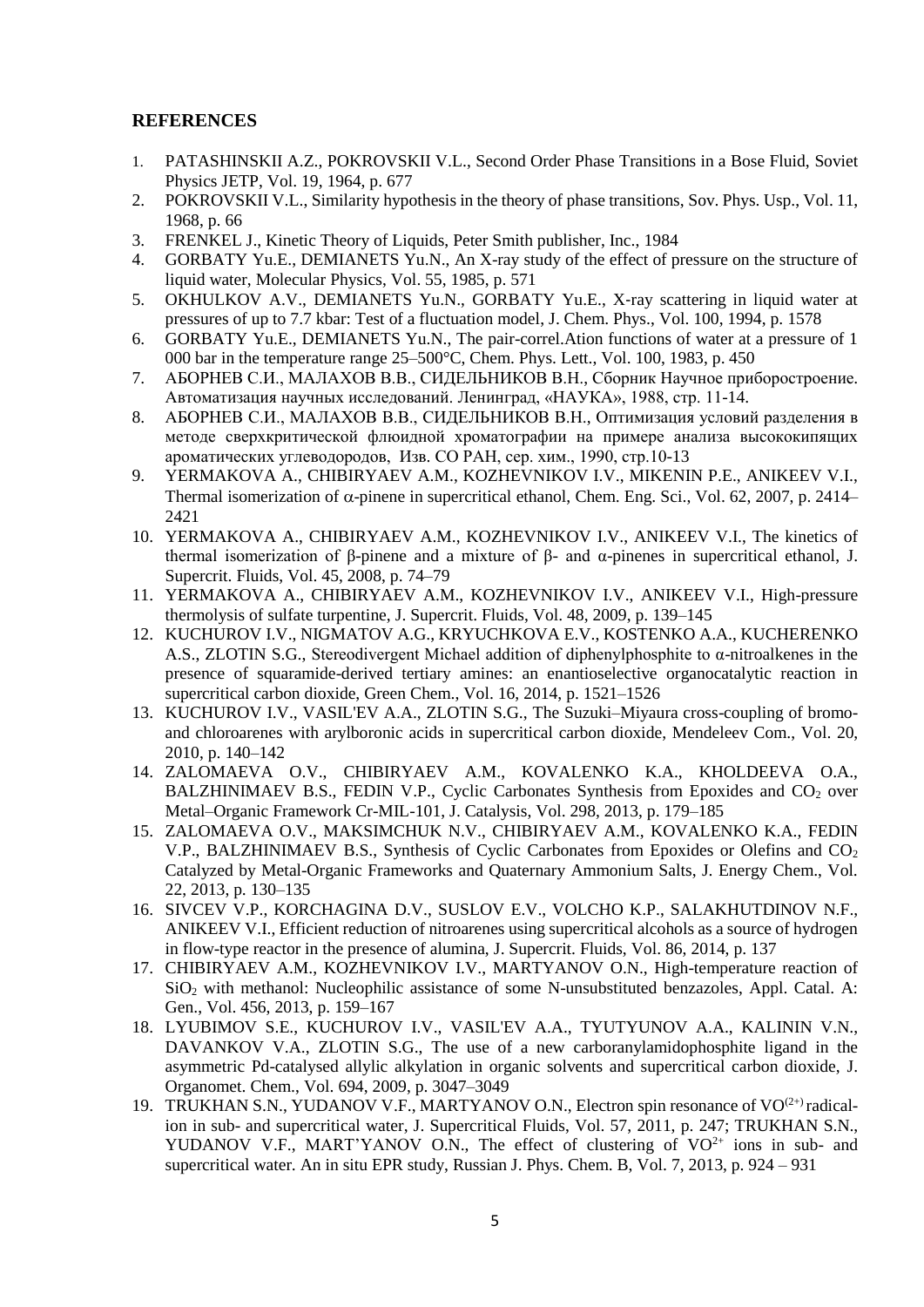## REFERENCES

1. PATASHINSKII A.Z., POKROVSKII V.L., Second Order Phase Transitions in a Bose Fluid, Soviet Physics JETP, Vol. 19, 1964, p. 677
2. POKROVSKII V.L., Similarity hypothesis in the theory of phase transitions, Sov. Phys. Usp., Vol. 11, 1968, p. 66
3. FRENKEL J., Kinetic Theory of Liquids, Peter Smith publisher, Inc., 1984
4. GORBATY Yu.E., DEMIANETS Yu.N., An X-ray study of the effect of pressure on the structure of liquid water, Molecular Physics, Vol. 55, 1985, p. 571
5. OKHULKOV A.V., DEMIANETS Yu.N., GORBATY Yu.E., X-ray scattering in liquid water at pressures of up to 7.7 kbar: Test of a fluctuation model, J. Chem. Phys., Vol. 100, 1994, p. 1578
6. GORBATY Yu.E., DEMIANETS Yu.N., The pair-correl.Ation functions of water at a pressure of 1 000 bar in the temperature range 25–500°C, Chem. Phys. Lett., Vol. 100, 1983, p. 450
7. АБОРНЕВ С.И., МАЛАХОВ В.В., СИДЕЛЬНИКОВ В.Н., Сборник Научное приборостроение. Автоматизация научных исследований. Ленинград, «НАУКА», 1988, стр. 11-14.
8. АБОРНЕВ С.И., МАЛАХОВ В.В., СИДЕЛЬНИКОВ В.Н., Оптимизация условий разделения в методе сверхкритической флюидной хроматографии на примере анализа высококипящих ароматических углеводородов, Изв. СО РАН, сер. хим., 1990, стр.10-13
9. YERMAKOVA A., CHIBIRYAEV A.M., KOZHEVNIKOV I.V., MIKENIN P.E., ANIKEEV V.I., Thermal isomerization of $\alpha$-pinene in supercritical ethanol, Chem. Eng. Sci., Vol. 62, 2007, p. 2414–2421
10. YERMAKOVA A., CHIBIRYAEV A.M., KOZHEVNIKOV I.V., ANIKEEV V.I., The kinetics of thermal isomerization of β-pinene and a mixture of β- and α-pinenes in supercritical ethanol, J. Supercrit. Fluids, Vol. 45, 2008, p. 74–79
11. YERMAKOVA A., CHIBIRYAEV A.M., KOZHEVNIKOV I.V., ANIKEEV V.I., High-pressure thermolysis of sulfate turpentine, J. Supercrit. Fluids, Vol. 48, 2009, p. 139–145
12. KUCHUROV I.V., NIGMATOV A.G., KRYUCHKOVA E.V., KOSTENKO A.A., KUCHERENKO A.S., ZLOTIN S.G., Stereodivergent Michael addition of diphenylphosphite to α-nitroalkenes in the presence of squaramide-derived tertiary amines: an enantioselective organocatalytic reaction in supercritical carbon dioxide, Green Chem., Vol. 16, 2014, p. 1521–1526
13. KUCHUROV I.V., VASIL'EV A.A., ZLOTIN S.G., The Suzuki–Miyaura cross-coupling of bromo- and chloroarenes with arylboronic acids in supercritical carbon dioxide, Mendeleev Com., Vol. 20, 2010, p. 140–142
14. ZALOMAEVA O.V., CHIBIRYAEV A.M., KOVALENKO K.A., KHOLDEEVA O.A., BALZHINIMAEV B.S., FEDIN V.P., Cyclic Carbonates Synthesis from Epoxides and $CO_2$ over Metal–Organic Framework Cr-MIL-101, J. Catalysis, Vol. 298, 2013, p. 179–185
15. ZALOMAEVA O.V., MAKSIMCHUK N.V., CHIBIRYAEV A.M., KOVALENKO K.A., FEDIN V.P., BALZHINIMAEV B.S., Synthesis of Cyclic Carbonates from Epoxides or Olefins and $CO_2$ Catalyzed by Metal-Organic Frameworks and Quaternary Ammonium Salts, J. Energy Chem., Vol. 22, 2013, p. 130–135
16. SIVCEV V.P., KORCHAGINA D.V., SUSLOV E.V., VOLCHO K.P., SALAKHUTDINOV N.F., ANIKEEV V.I., Efficient reduction of nitroarenes using supercritical alcohols as a source of hydrogen in flow-type reactor in the presence of alumina, J. Supercrit. Fluids, Vol. 86, 2014, p. 137
17. CHIBIRYAEV A.M., KOZHEVNIKOV I.V., MARTYANOV O.N., High-temperature reaction of $SiO_2$ with methanol: Nucleophilic assistance of some N-unsubstituted benzazoles, Appl. Catal. A: Gen., Vol. 456, 2013, p. 159–167
18. LYUBIMOV S.E., KUCHUROV I.V., VASIL'EV A.A., TYUTYUNOV A.A., KALININ V.N., DAVANKOV V.A., ZLOTIN S.G., The use of a new carboranylamidophosphite ligand in the asymmetric Pd-catalysed allylic alkylation in organic solvents and supercritical carbon dioxide, J. Organomet. Chem., Vol. 694, 2009, p. 3047–3049
19. TRUKHAN S.N., YUDANOV V.F., MARTYANOV O.N., Electron spin resonance of $VO^{(2+)}$ radical-ion in sub- and supercritical water, J. Supercrit. Fluids, Vol. 57, 2011, p. 247; TRUKHAN S.N., YUDANOV V.F., MART'YANOV O.N., The effect of clustering of $VO^{2+}$ ions in sub- and supercritical water. An in situ EPR study, Russian J. Phys. Chem. B, Vol. 7, 2013, p. 924 – 931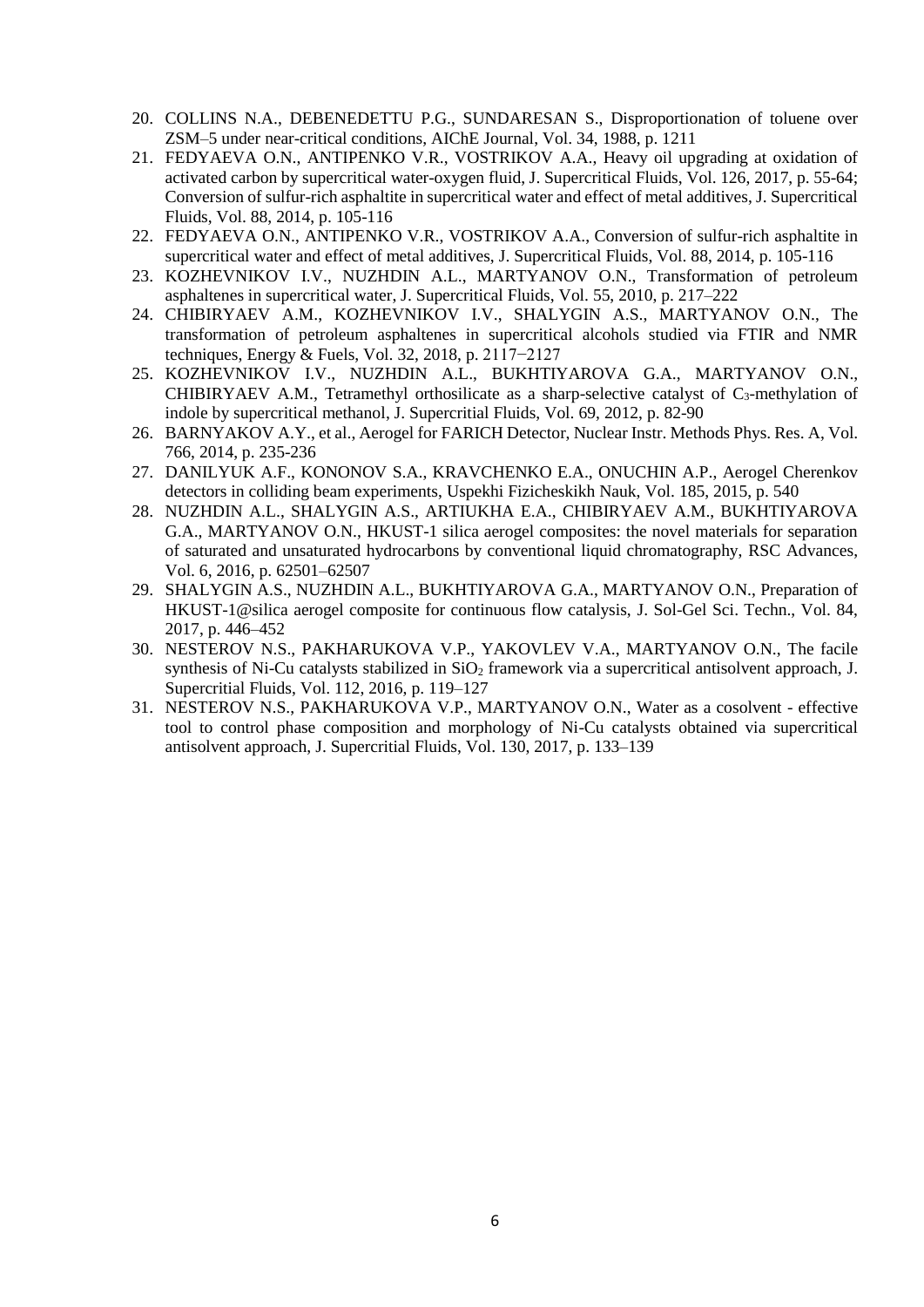20. COLLINS N.A., DEBENEDETTU P.G., SUNDARESAN S., Disproportionation of toluene over ZSM–5 under near-critical conditions, AIChE Journal, Vol. 34, 1988, p. 1211
21. FEDYAEVA O.N., ANTIPENKO V.R., VOSTRIKOV A.A., Heavy oil upgrading at oxidation of activated carbon by supercritical water-oxygen fluid, J. Supercritical Fluids, Vol. 126, 2017, p. 55-64; Conversion of sulfur-rich asphaltite in supercritical water and effect of metal additives, J. Supercritical Fluids, Vol. 88, 2014, p. 105-116
22. FEDYAEVA O.N., ANTIPENKO V.R., VOSTRIKOV A.A., Conversion of sulfur-rich asphaltite in supercritical water and effect of metal additives, J. Supercritical Fluids, Vol. 88, 2014, p. 105-116
23. KOZHEVNIKOV I.V., NUZHDIN A.L., MARTYANOV O.N., Transformation of petroleum asphaltenes in supercritical water, J. Supercritical Fluids, Vol. 55, 2010, p. 217–222
24. CHIBIRYAEV A.M., KOZHEVNIKOV I.V., SHALYGIN A.S., MARTYANOV O.N., The transformation of petroleum asphaltenes in supercritical alcohols studied via FTIR and NMR techniques, Energy & Fuels, Vol. 32, 2018, p. 2117−2127
25. KOZHEVNIKOV I.V., NUZHDIN A.L., BUKHTIYAROVA G.A., MARTYANOV O.N., CHIBIRYAEV A.M., Tetramethyl orthosilicate as a sharp-selective catalyst of $C_3$-methylation of indole by supercritical methanol, J. Supercritial Fluids, Vol. 69, 2012, p. 82-90
26. BARNYAKOV A.Y., et al., Aerogel for FARICH Detector, Nuclear Instr. Methods Phys. Res. A, Vol. 766, 2014, p. 235-236
27. DANILYUK A.F., KONONOV S.A., KRAVCHENKO E.A., ONUCHIN A.P., Aerogel Cherenkov detectors in colliding beam experiments, Uspekhi Fizicheskikh Nauk, Vol. 185, 2015, p. 540
28. NUZHDIN A.L., SHALYGIN A.S., ARTIUKHA E.A., CHIBIRYAEV A.M., BUKHTIYAROVA G.A., MARTYANOV O.N., HKUST-1 silica aerogel composites: the novel materials for separation of saturated and unsaturated hydrocarbons by conventional liquid chromatography, RSC Advances, Vol. 6, 2016, p. 62501–62507
29. SHALYGIN A.S., NUZHDIN A.L., BUKHTIYAROVA G.A., MARTYANOV O.N., Preparation of HKUST-1@silica aerogel composite for continuous flow catalysis, J. Sol-Gel Sci. Techn., Vol. 84, 2017, p. 446–452
30. NESTEROV N.S., PAKHARUKOVA V.P., YAKOVLEV V.A., MARTYANOV O.N., The facile synthesis of Ni-Cu catalysts stabilized in $SiO_2$ framework via a supercritical antisolvent approach, J. Supercritial Fluids, Vol. 112, 2016, p. 119–127
31. NESTEROV N.S., PAKHARUKOVA V.P., MARTYANOV O.N., Water as a cosolvent - effective tool to control phase composition and morphology of Ni-Cu catalysts obtained via supercritical antisolvent approach, J. Supercritial Fluids, Vol. 130, 2017, p. 133–139